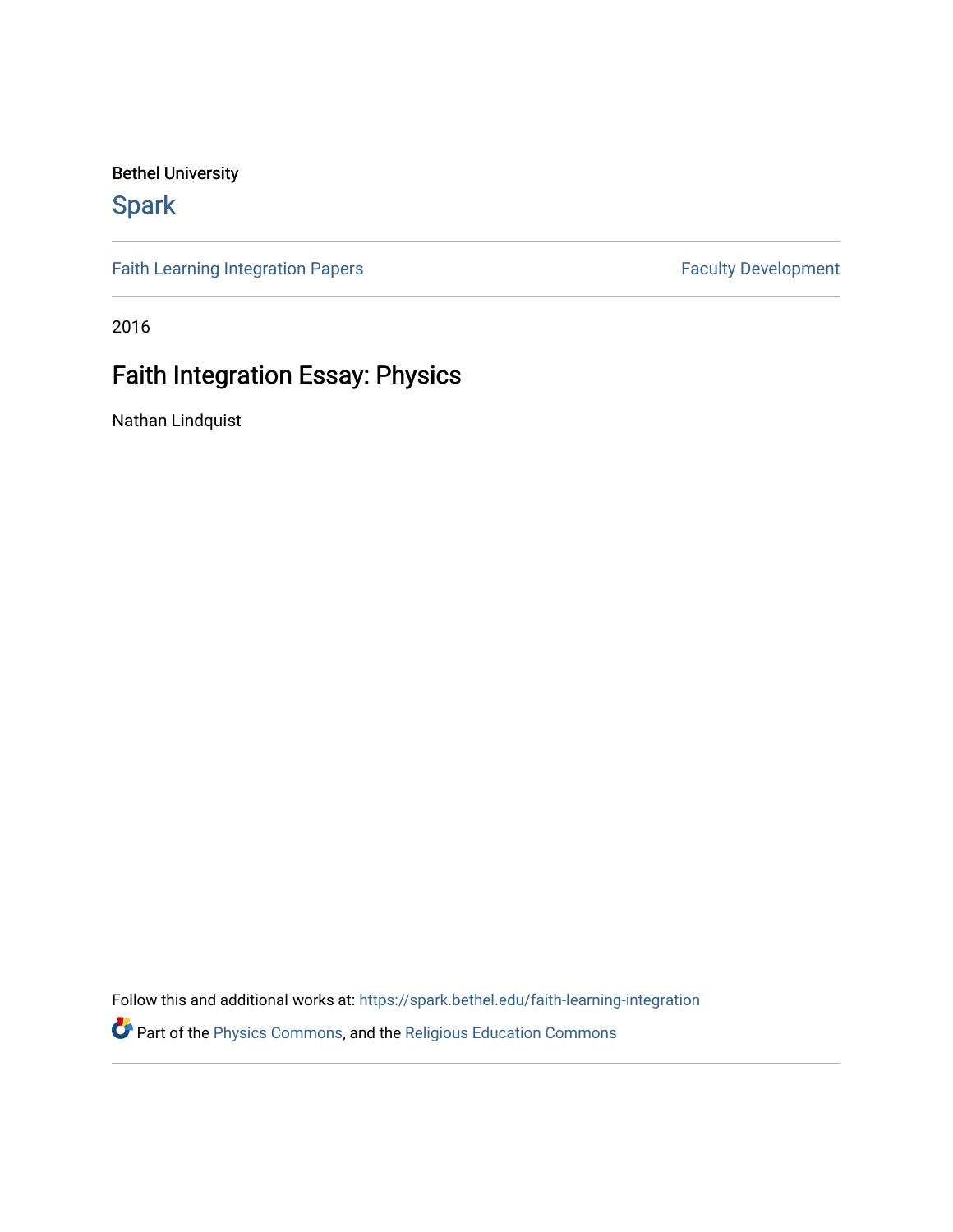Bethel University

# Spark

Faith Learning Integration Papers | Faculty Development

2016

## Faith Integration Essay: Physics

Nathan Lindquist

Follow this and additional works at: https://spark.bethel.edu/faith-learning-integration

Part of the Physics Commons, and the Religious Education Commons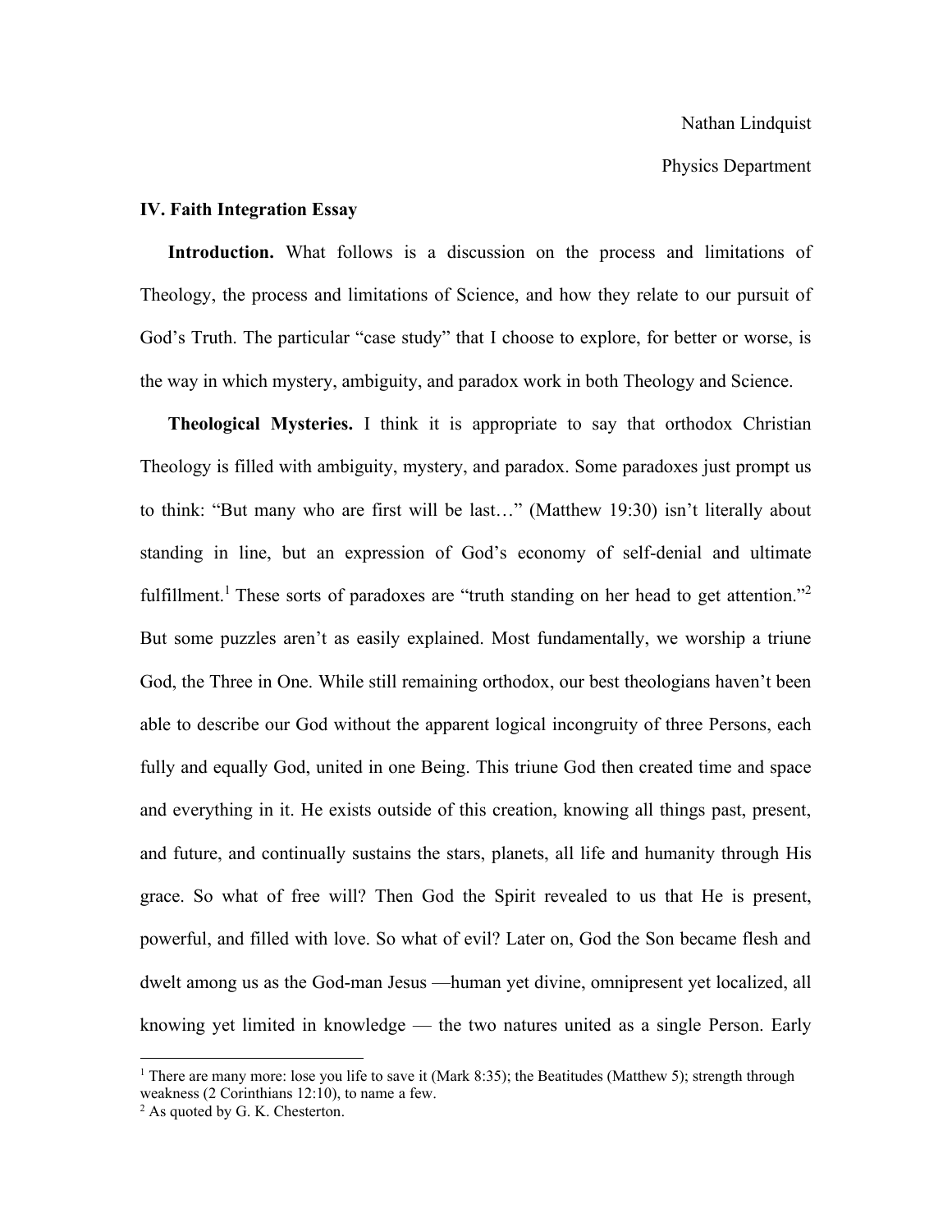Nathan Lindquist

Physics Department

**IV. Faith Integration Essay**

**Introduction.** What follows is a discussion on the process and limitations of Theology, the process and limitations of Science, and how they relate to our pursuit of God's Truth. The particular "case study" that I choose to explore, for better or worse, is the way in which mystery, ambiguity, and paradox work in both Theology and Science.

**Theological Mysteries.** I think it is appropriate to say that orthodox Christian Theology is filled with ambiguity, mystery, and paradox. Some paradoxes just prompt us to think: "But many who are first will be last…" (Matthew 19:30) isn't literally about standing in line, but an expression of God's economy of self-denial and ultimate fulfillment.[1] These sorts of paradoxes are "truth standing on her head to get attention."[2] But some puzzles aren't as easily explained. Most fundamentally, we worship a triune God, the Three in One. While still remaining orthodox, our best theologians haven't been able to describe our God without the apparent logical incongruity of three Persons, each fully and equally God, united in one Being. This triune God then created time and space and everything in it. He exists outside of this creation, knowing all things past, present, and future, and continually sustains the stars, planets, all life and humanity through His grace. So what of free will? Then God the Spirit revealed to us that He is present, powerful, and filled with love. So what of evil? Later on, God the Son became flesh and dwelt among us as the God-man Jesus —human yet divine, omnipresent yet localized, all knowing yet limited in knowledge — the two natures united as a single Person. Early

[1] There are many more: lose you life to save it (Mark 8:35); the Beatitudes (Matthew 5); strength through weakness (2 Corinthians 12:10), to name a few.

[2] As quoted by G. K. Chesterton.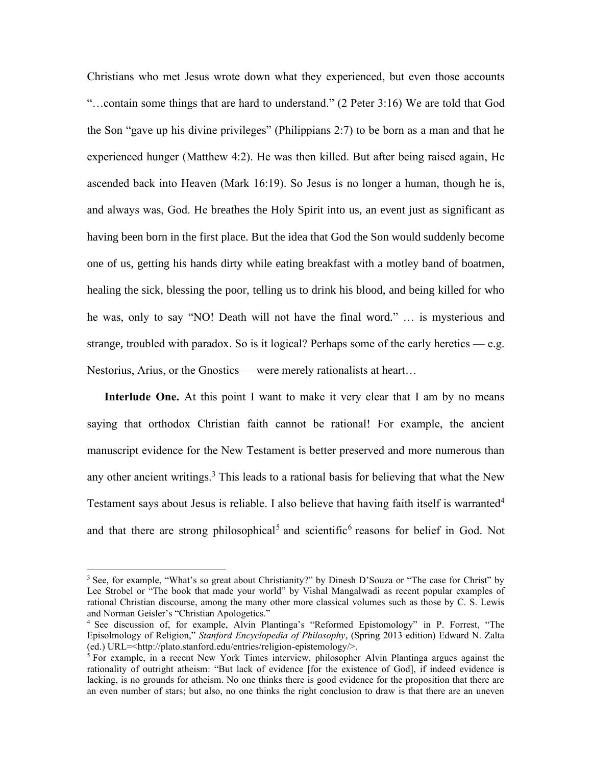Christians who met Jesus wrote down what they experienced, but even those accounts "…contain some things that are hard to understand." (2 Peter 3:16) We are told that God the Son "gave up his divine privileges" (Philippians 2:7) to be born as a man and that he experienced hunger (Matthew 4:2). He was then killed. But after being raised again, He ascended back into Heaven (Mark 16:19). So Jesus is no longer a human, though he is, and always was, God. He breathes the Holy Spirit into us, an event just as significant as having been born in the first place. But the idea that God the Son would suddenly become one of us, getting his hands dirty while eating breakfast with a motley band of boatmen, healing the sick, blessing the poor, telling us to drink his blood, and being killed for who he was, only to say "NO! Death will not have the final word." … is mysterious and strange, troubled with paradox. So is it logical? Perhaps some of the early heretics — e.g. Nestorius, Arius, or the Gnostics — were merely rationalists at heart…

**Interlude One.** At this point I want to make it very clear that I am by no means saying that orthodox Christian faith cannot be rational! For example, the ancient manuscript evidence for the New Testament is better preserved and more numerous than any other ancient writings.[3] This leads to a rational basis for believing that what the New Testament says about Jesus is reliable. I also believe that having faith itself is warranted[4] and that there are strong philosophical[5] and scientific[6] reasons for belief in God. Not

---

[3] See, for example, "What's so great about Christianity?" by Dinesh D'Souza or "The case for Christ" by Lee Strobel or "The book that made your world" by Vishal Mangalwadi as recent popular examples of rational Christian discourse, among the many other more classical volumes such as those by C. S. Lewis and Norman Geisler's "Christian Apologetics."

[4] See discussion of, for example, Alvin Plantinga's "Reformed Epistemology" in P. Forrest, "The Episolmology of Religion," *Stanford Encyclopedia of Philosophy*, (Spring 2013 edition) Edward N. Zalta (ed.) URL=<http://plato.stanford.edu/entries/religion-epistemology/>.

[5] For example, in a recent New York Times interview, philosopher Alvin Plantinga argues against the rationality of outright atheism: "But lack of evidence [for the existence of God], if indeed evidence is lacking, is no grounds for atheism. No one thinks there is good evidence for the proposition that there are an even number of stars; but also, no one thinks the right conclusion to draw is that there are an uneven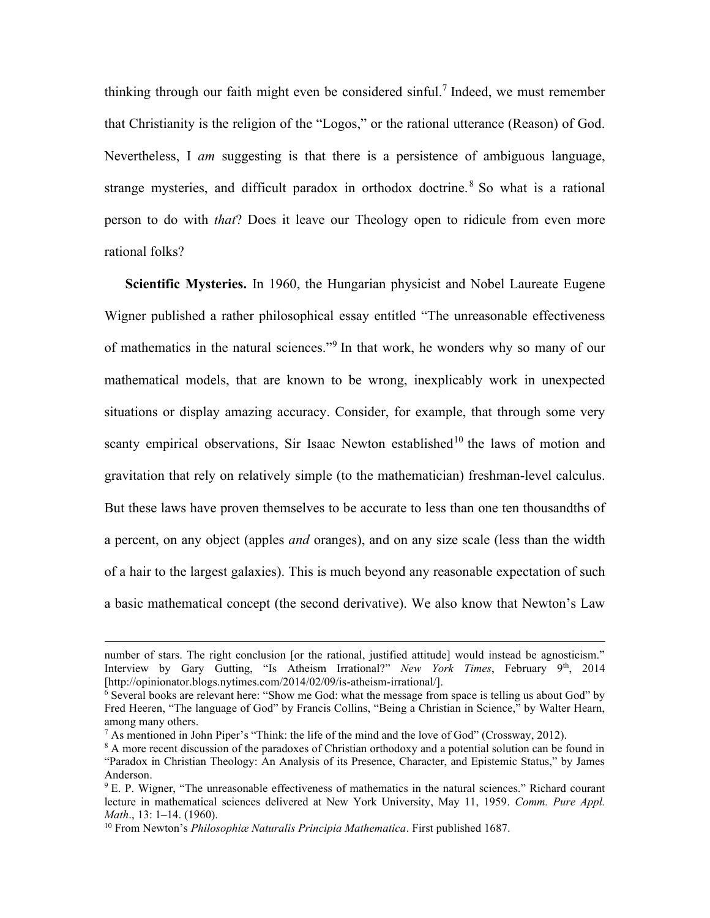thinking through our faith might even be considered sinful.[7] Indeed, we must remember that Christianity is the religion of the "Logos," or the rational utterance (Reason) of God. Nevertheless, I *am* suggesting is that there is a persistence of ambiguous language, strange mysteries, and difficult paradox in orthodox doctrine.[8] So what is a rational person to do with *that*? Does it leave our Theology open to ridicule from even more rational folks?

**Scientific Mysteries.** In 1960, the Hungarian physicist and Nobel Laureate Eugene Wigner published a rather philosophical essay entitled "The unreasonable effectiveness of mathematics in the natural sciences."[9] In that work, he wonders why so many of our mathematical models, that are known to be wrong, inexplicably work in unexpected situations or display amazing accuracy. Consider, for example, that through some very scanty empirical observations, Sir Isaac Newton established[10] the laws of motion and gravitation that rely on relatively simple (to the mathematician) freshman-level calculus. But these laws have proven themselves to be accurate to less than one ten thousandths of a percent, on any object (apples *and* oranges), and on any size scale (less than the width of a hair to the largest galaxies). This is much beyond any reasonable expectation of such a basic mathematical concept (the second derivative). We also know that Newton's Law

---

number of stars. The right conclusion [or the rational, justified attitude] would instead be agnosticism." Interview by Gary Gutting, "Is Atheism Irrational?" *New York Times*, February 9th, 2014 [http://opinionator.blogs.nytimes.com/2014/02/09/is-atheism-irrational/].

[6] Several books are relevant here: "Show me God: what the message from space is telling us about God" by Fred Heeren, "The language of God" by Francis Collins, "Being a Christian in Science," by Walter Hearn, among many others.

[7] As mentioned in John Piper's "Think: the life of the mind and the love of God" (Crossway, 2012).

[8] A more recent discussion of the paradoxes of Christian orthodoxy and a potential solution can be found in "Paradox in Christian Theology: An Analysis of its Presence, Character, and Epistemic Status," by James Anderson.

[9] E. P. Wigner, "The unreasonable effectiveness of mathematics in the natural sciences." Richard courant lecture in mathematical sciences delivered at New York University, May 11, 1959. *Comm. Pure Appl. Math*., 13: 1–14. (1960).

[10] From Newton's *Philosophiæ Naturalis Principia Mathematica*. First published 1687.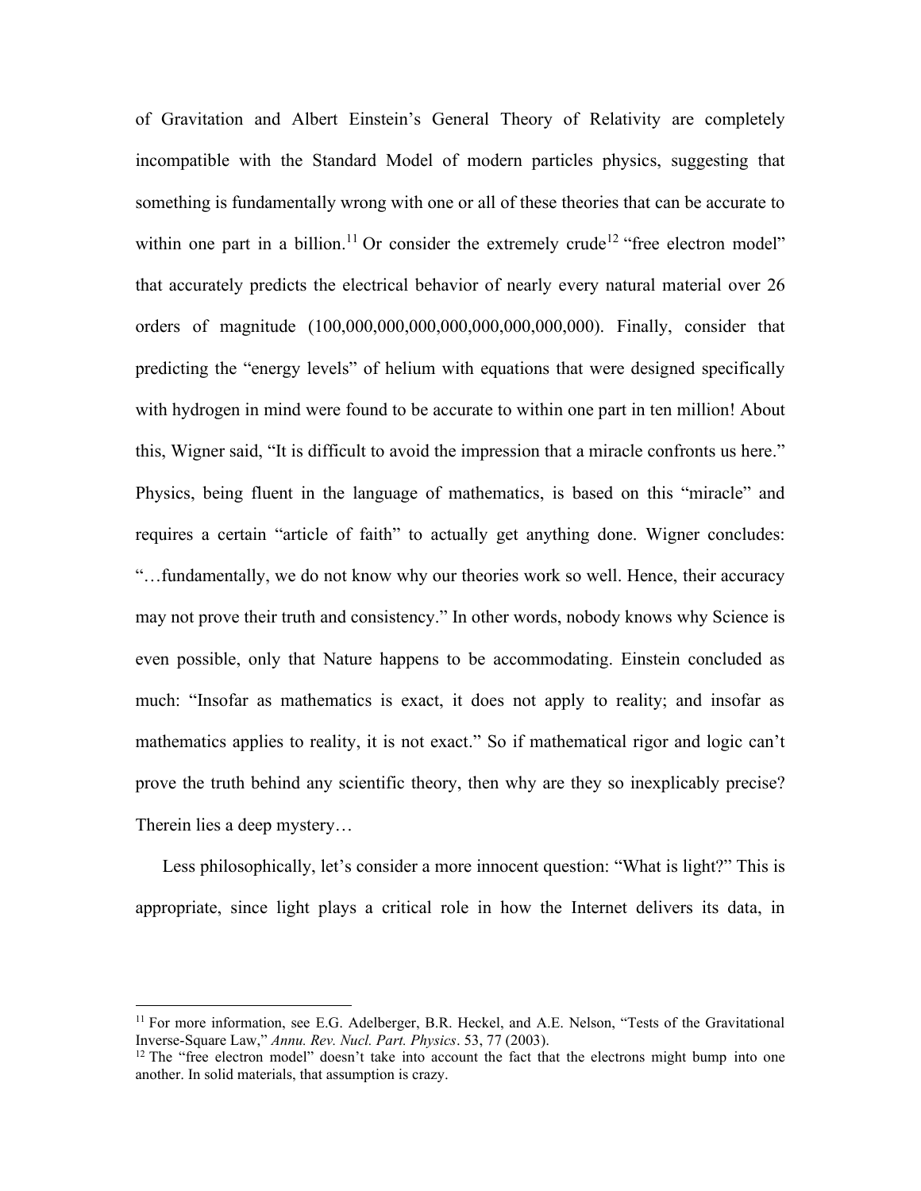of Gravitation and Albert Einstein's General Theory of Relativity are completely incompatible with the Standard Model of modern particles physics, suggesting that something is fundamentally wrong with one or all of these theories that can be accurate to within one part in a billion.[11] Or consider the extremely crude[12] "free electron model" that accurately predicts the electrical behavior of nearly every natural material over 26 orders of magnitude (100,000,000,000,000,000,000,000,000). Finally, consider that predicting the "energy levels" of helium with equations that were designed specifically with hydrogen in mind were found to be accurate to within one part in ten million! About this, Wigner said, "It is difficult to avoid the impression that a miracle confronts us here." Physics, being fluent in the language of mathematics, is based on this "miracle" and requires a certain "article of faith" to actually get anything done. Wigner concludes: "…fundamentally, we do not know why our theories work so well. Hence, their accuracy may not prove their truth and consistency." In other words, nobody knows why Science is even possible, only that Nature happens to be accommodating. Einstein concluded as much: "Insofar as mathematics is exact, it does not apply to reality; and insofar as mathematics applies to reality, it is not exact." So if mathematical rigor and logic can't prove the truth behind any scientific theory, then why are they so inexplicably precise? Therein lies a deep mystery…

Less philosophically, let's consider a more innocent question: "What is light?" This is appropriate, since light plays a critical role in how the Internet delivers its data, in

---

[11] For more information, see E.G. Adelberger, B.R. Heckel, and A.E. Nelson, "Tests of the Gravitational Inverse-Square Law," *Annu. Rev. Nucl. Part. Physics*. 53, 77 (2003).

[12] The "free electron model" doesn't take into account the fact that the electrons might bump into one another. In solid materials, that assumption is crazy.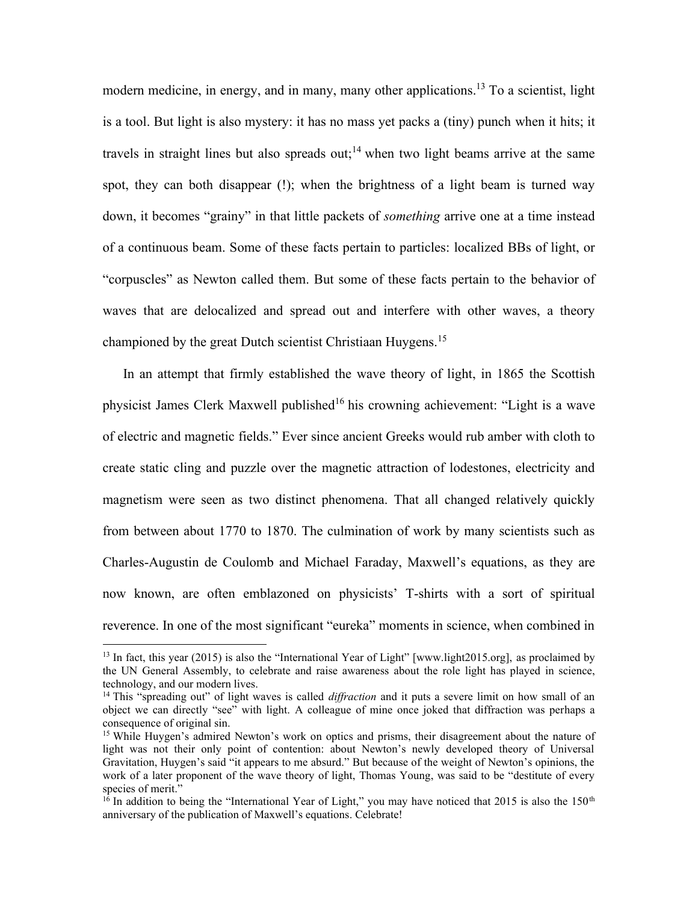modern medicine, in energy, and in many, many other applications.[13] To a scientist, light is a tool. But light is also mystery: it has no mass yet packs a (tiny) punch when it hits; it travels in straight lines but also spreads out;[14] when two light beams arrive at the same spot, they can both disappear (!); when the brightness of a light beam is turned way down, it becomes "grainy" in that little packets of *something* arrive one at a time instead of a continuous beam. Some of these facts pertain to particles: localized BBs of light, or "corpuscles" as Newton called them. But some of these facts pertain to the behavior of waves that are delocalized and spread out and interfere with other waves, a theory championed by the great Dutch scientist Christiaan Huygens.[15]

In an attempt that firmly established the wave theory of light, in 1865 the Scottish physicist James Clerk Maxwell published[16] his crowning achievement: "Light is a wave of electric and magnetic fields." Ever since ancient Greeks would rub amber with cloth to create static cling and puzzle over the magnetic attraction of lodestones, electricity and magnetism were seen as two distinct phenomena. That all changed relatively quickly from between about 1770 to 1870. The culmination of work by many scientists such as Charles-Augustin de Coulomb and Michael Faraday, Maxwell's equations, as they are now known, are often emblazoned on physicists' T-shirts with a sort of spiritual reverence. In one of the most significant "eureka" moments in science, when combined in

---

[13] In fact, this year (2015) is also the "International Year of Light" [www.light2015.org], as proclaimed by the UN General Assembly, to celebrate and raise awareness about the role light has played in science, technology, and our modern lives.

[14] This "spreading out" of light waves is called *diffraction* and it puts a severe limit on how small of an object we can directly "see" with light. A colleague of mine once joked that diffraction was perhaps a consequence of original sin.

[15] While Huygen's admired Newton's work on optics and prisms, their disagreement about the nature of light was not their only point of contention: about Newton's newly developed theory of Universal Gravitation, Huygen's said "it appears to me absurd." But because of the weight of Newton's opinions, the work of a later proponent of the wave theory of light, Thomas Young, was said to be "destitute of every species of merit."

[16] In addition to being the "International Year of Light," you may have noticed that 2015 is also the 150th anniversary of the publication of Maxwell's equations. Celebrate!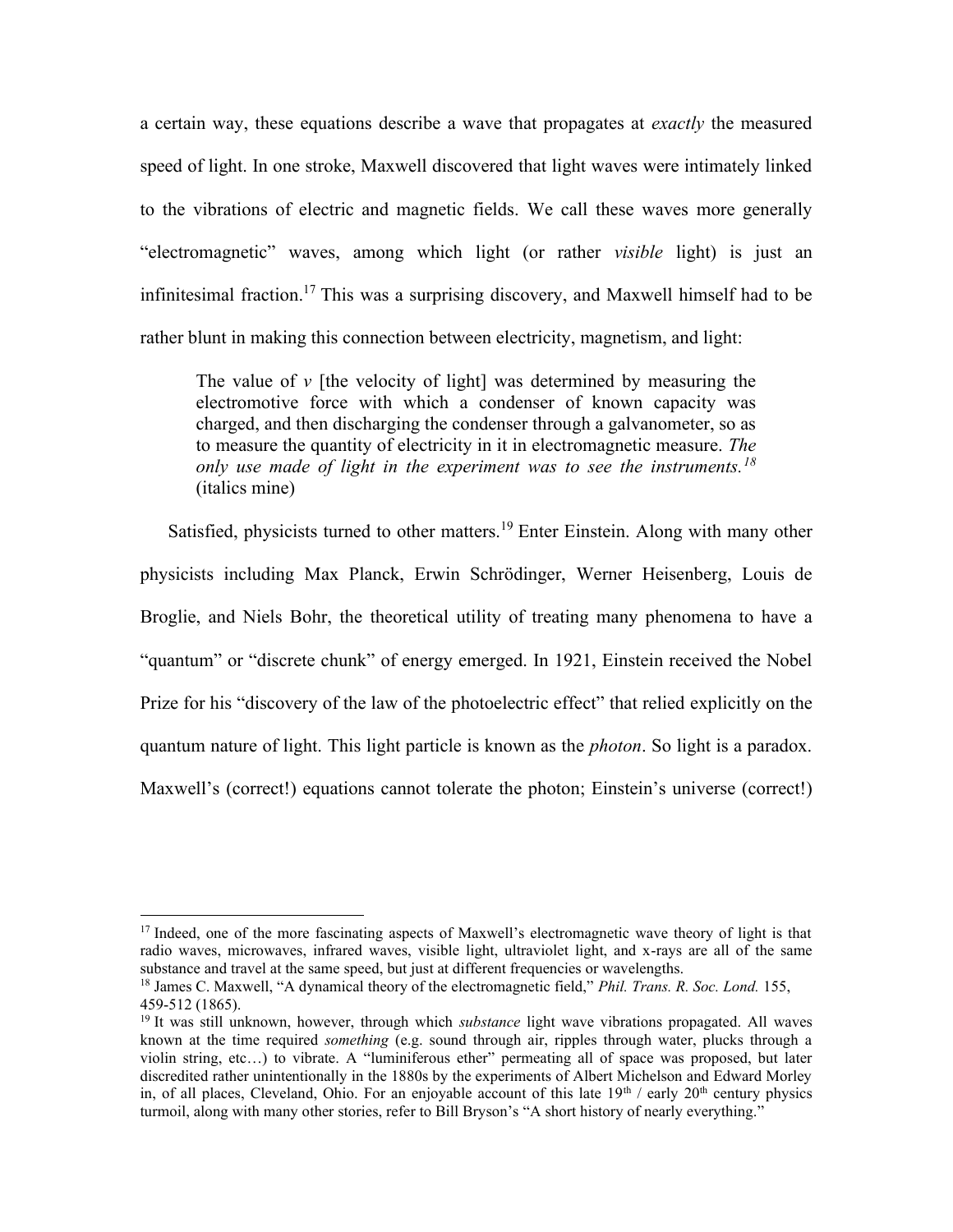a certain way, these equations describe a wave that propagates at *exactly* the measured speed of light. In one stroke, Maxwell discovered that light waves were intimately linked to the vibrations of electric and magnetic fields. We call these waves more generally "electromagnetic" waves, among which light (or rather *visible* light) is just an infinitesimal fraction.[17] This was a surprising discovery, and Maxwell himself had to be rather blunt in making this connection between electricity, magnetism, and light:

> The value of $v$ [the velocity of light] was determined by measuring the electromotive force with which a condenser of known capacity was charged, and then discharging the condenser through a galvanometer, so as to measure the quantity of electricity in it in electromagnetic measure. *The only use made of light in the experiment was to see the instruments.*[18] (italics mine)

Satisfied, physicists turned to other matters.[19] Enter Einstein. Along with many other physicists including Max Planck, Erwin Schrödinger, Werner Heisenberg, Louis de Broglie, and Niels Bohr, the theoretical utility of treating many phenomena to have a "quantum" or "discrete chunk" of energy emerged. In 1921, Einstein received the Nobel Prize for his "discovery of the law of the photoelectric effect" that relied explicitly on the quantum nature of light. This light particle is known as the *photon*. So light is a paradox. Maxwell's (correct!) equations cannot tolerate the photon; Einstein's universe (correct!)

---

[17] Indeed, one of the more fascinating aspects of Maxwell's electromagnetic wave theory of light is that radio waves, microwaves, infrared waves, visible light, ultraviolet light, and x-rays are all of the same substance and travel at the same speed, but just at different frequencies or wavelengths.

[18] James C. Maxwell, "A dynamical theory of the electromagnetic field," *Phil. Trans. R. Soc. Lond.* 155, 459-512 (1865).

[19] It was still unknown, however, through which *substance* light wave vibrations propagated. All waves known at the time required *something* (e.g. sound through air, ripples through water, plucks through a violin string, etc…) to vibrate. A "luminiferous ether" permeating all of space was proposed, but later discredited rather unintentionally in the 1880s by the experiments of Albert Michelson and Edward Morley in, of all places, Cleveland, Ohio. For an enjoyable account of this late 19th / early 20th century physics turmoil, along with many other stories, refer to Bill Bryson's "A short history of nearly everything."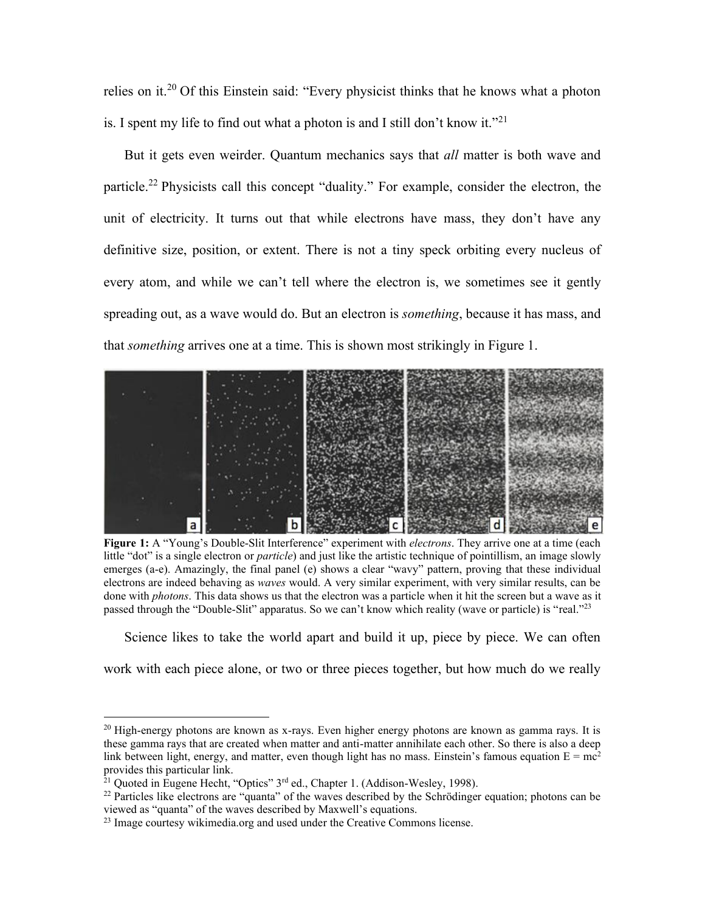relies on it.[20] Of this Einstein said: "Every physicist thinks that he knows what a photon is. I spent my life to find out what a photon is and I still don't know it."[21]

But it gets even weirder. Quantum mechanics says that *all* matter is both wave and particle.[22] Physicists call this concept "duality." For example, consider the electron, the unit of electricity. It turns out that while electrons have mass, they don't have any definitive size, position, or extent. There is not a tiny speck orbiting every nucleus of every atom, and while we can't tell where the electron is, we sometimes see it gently spreading out, as a wave would do. But an electron is *something*, because it has mass, and that *something* arrives one at a time. This is shown most strikingly in Figure 1.

**Figure 1:** A "Young's Double-Slit Interference" experiment with *electrons*. They arrive one at a time (each little "dot" is a single electron or *particle*) and just like the artistic technique of pointillism, an image slowly emerges (a-e). Amazingly, the final panel (e) shows a clear "wavy" pattern, proving that these individual electrons are indeed behaving as *waves* would. A very similar experiment, with very similar results, can be done with *photons*. This data shows us that the electron was a particle when it hit the screen but a wave as it passed through the "Double-Slit" apparatus. So we can't know which reality (wave or particle) is "real."[23]

Science likes to take the world apart and build it up, piece by piece. We can often work with each piece alone, or two or three pieces together, but how much do we really

---

[20] High-energy photons are known as x-rays. Even higher energy photons are known as gamma rays. It is these gamma rays that are created when matter and anti-matter annihilate each other. So there is also a deep link between light, energy, and matter, even though light has no mass. Einstein's famous equation $E = mc^2$ provides this particular link.

[21] Quoted in Eugene Hecht, "Optics" 3rd ed., Chapter 1. (Addison-Wesley, 1998).

[22] Particles like electrons are "quanta" of the waves described by the Schrödinger equation; photons can be viewed as "quanta" of the waves described by Maxwell's equations.

[23] Image courtesy wikimedia.org and used under the Creative Commons license.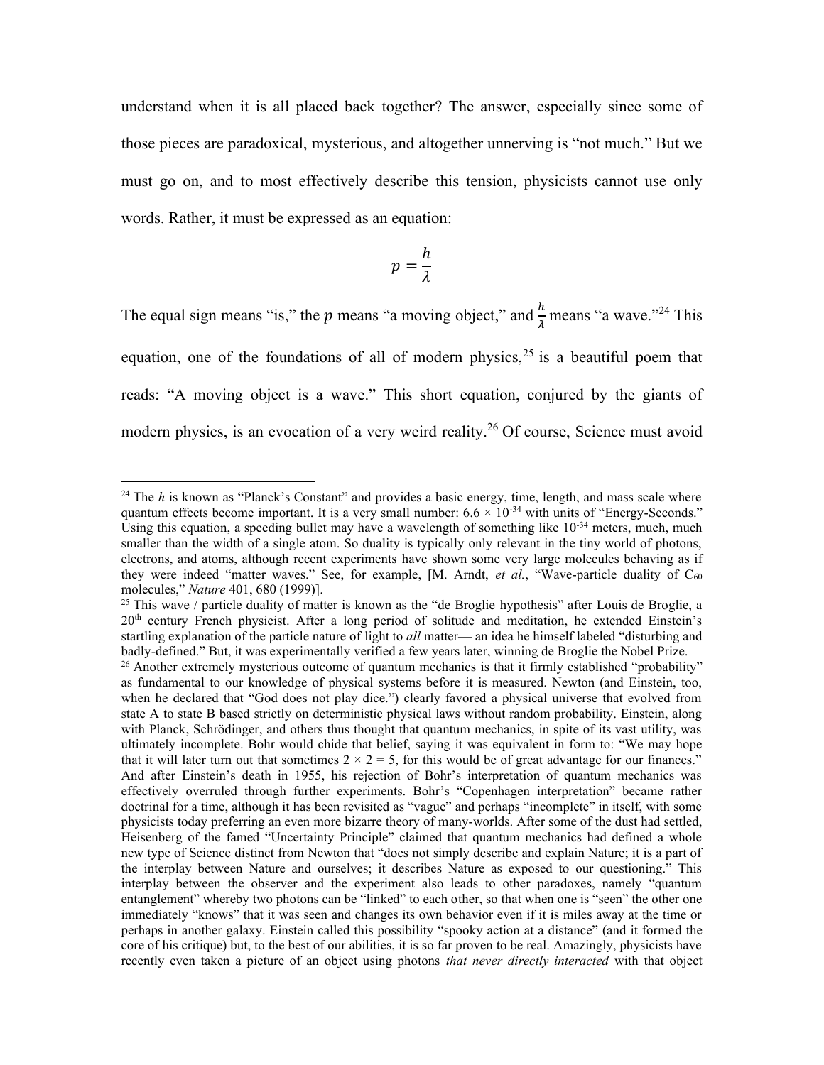understand when it is all placed back together? The answer, especially since some of those pieces are paradoxical, mysterious, and altogether unnerving is "not much." But we must go on, and to most effectively describe this tension, physicists cannot use only words. Rather, it must be expressed as an equation:

$$p = \frac{h}{\lambda}$$

The equal sign means "is," the $p$ means "a moving object," and $\frac{h}{\lambda}$ means "a wave."[24] This equation, one of the foundations of all of modern physics,[25] is a beautiful poem that reads: "A moving object is a wave." This short equation, conjured by the giants of modern physics, is an evocation of a very weird reality.[26] Of course, Science must avoid

---

[24] The *h* is known as "Planck's Constant" and provides a basic energy, time, length, and mass scale where quantum effects become important. It is a very small number: $6.6 \times 10^{-34}$ with units of "Energy-Seconds." Using this equation, a speeding bullet may have a wavelength of something like $10^{-34}$ meters, much, much smaller than the width of a single atom. So duality is typically only relevant in the tiny world of photons, electrons, and atoms, although recent experiments have shown some very large molecules behaving as if they were indeed "matter waves." See, for example, [M. Arndt, *et al.*, "Wave-particle duality of $C_{60}$ molecules," *Nature* 401, 680 (1999)].

[25] This wave / particle duality of matter is known as the "de Broglie hypothesis" after Louis de Broglie, a 20th century French physicist. After a long period of solitude and meditation, he extended Einstein's startling explanation of the particle nature of light to *all* matter— an idea he himself labeled "disturbing and badly-defined." But, it was experimentally verified a few years later, winning de Broglie the Nobel Prize.

[26] Another extremely mysterious outcome of quantum mechanics is that it firmly established "probability" as fundamental to our knowledge of physical systems before it is measured. Newton (and Einstein, too, when he declared that "God does not play dice.") clearly favored a physical universe that evolved from state A to state B based strictly on deterministic physical laws without random probability. Einstein, along with Planck, Schrödinger, and others thus thought that quantum mechanics, in spite of its vast utility, was ultimately incomplete. Bohr would chide that belief, saying it was equivalent in form to: "We may hope that it will later turn out that sometimes $2 \times 2 = 5$, for this would be of great advantage for our finances." And after Einstein's death in 1955, his rejection of Bohr's interpretation of quantum mechanics was effectively overruled through further experiments. Bohr's "Copenhagen interpretation" became rather doctrinal for a time, although it has been revisited as "vague" and perhaps "incomplete" in itself, with some physicists today preferring an even more bizarre theory of many-worlds. After some of the dust had settled, Heisenberg of the famed "Uncertainty Principle" claimed that quantum mechanics had defined a whole new type of Science distinct from Newton that "does not simply describe and explain Nature; it is a part of the interplay between Nature and ourselves; it describes Nature as exposed to our questioning." This interplay between the observer and the experiment also leads to other paradoxes, namely "quantum entanglement" whereby two photons can be "linked" to each other, so that when one is "seen" the other one immediately "knows" that it was seen and changes its own behavior even if it is miles away at the time or perhaps in another galaxy. Einstein called this possibility "spooky action at a distance" (and it formed the core of his critique) but, to the best of our abilities, it is so far proven to be real. Amazingly, physicists have recently even taken a picture of an object using photons *that never directly interacted* with that object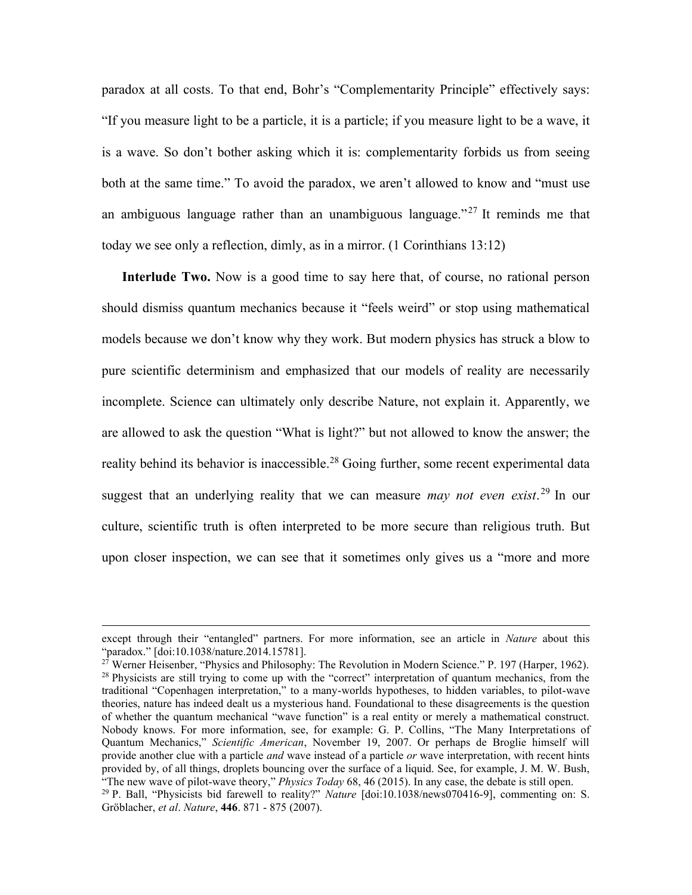paradox at all costs. To that end, Bohr's "Complementarity Principle" effectively says: "If you measure light to be a particle, it is a particle; if you measure light to be a wave, it is a wave. So don't bother asking which it is: complementarity forbids us from seeing both at the same time." To avoid the paradox, we aren't allowed to know and "must use an ambiguous language rather than an unambiguous language."[27] It reminds me that today we see only a reflection, dimly, as in a mirror. (1 Corinthians 13:12)

**Interlude Two.** Now is a good time to say here that, of course, no rational person should dismiss quantum mechanics because it "feels weird" or stop using mathematical models because we don't know why they work. But modern physics has struck a blow to pure scientific determinism and emphasized that our models of reality are necessarily incomplete. Science can ultimately only describe Nature, not explain it. Apparently, we are allowed to ask the question "What is light?" but not allowed to know the answer; the reality behind its behavior is inaccessible.[28] Going further, some recent experimental data suggest that an underlying reality that we can measure *may not even exist*.[29] In our culture, scientific truth is often interpreted to be more secure than religious truth. But upon closer inspection, we can see that it sometimes only gives us a "more and more

---

except through their "entangled" partners. For more information, see an article in *Nature* about this "paradox." [doi:10.1038/nature.2014.15781].

[27] Werner Heisenber, "Physics and Philosophy: The Revolution in Modern Science." P. 197 (Harper, 1962).

[28] Physicists are still trying to come up with the "correct" interpretation of quantum mechanics, from the traditional "Copenhagen interpretation," to a many-worlds hypotheses, to hidden variables, to pilot-wave theories, nature has indeed dealt us a mysterious hand. Foundational to these disagreements is the question of whether the quantum mechanical "wave function" is a real entity or merely a mathematical construct. Nobody knows. For more information, see, for example: G. P. Collins, "The Many Interpretations of Quantum Mechanics," *Scientific American*, November 19, 2007. Or perhaps de Broglie himself will provide another clue with a particle *and* wave instead of a particle *or* wave interpretation, with recent hints provided by, of all things, droplets bouncing over the surface of a liquid. See, for example, J. M. W. Bush, "The new wave of pilot-wave theory," *Physics Today* 68, 46 (2015). In any case, the debate is still open.

[29] P. Ball, "Physicists bid farewell to reality?" *Nature* [doi:10.1038/news070416-9], commenting on: S. Gröblacher, *et al*. *Nature*, **446**. 871 - 875 (2007).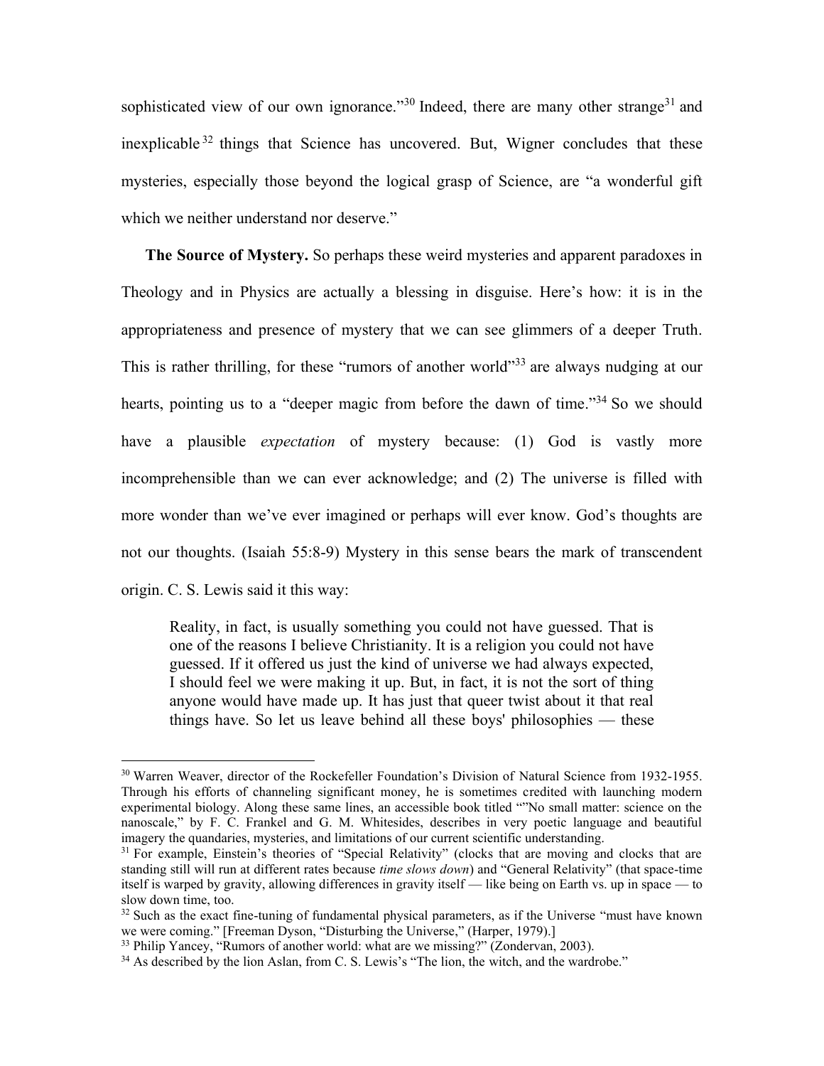sophisticated view of our own ignorance."[30] Indeed, there are many other strange[31] and inexplicable[32] things that Science has uncovered. But, Wigner concludes that these mysteries, especially those beyond the logical grasp of Science, are "a wonderful gift which we neither understand nor deserve."

**The Source of Mystery.** So perhaps these weird mysteries and apparent paradoxes in Theology and in Physics are actually a blessing in disguise. Here's how: it is in the appropriateness and presence of mystery that we can see glimmers of a deeper Truth. This is rather thrilling, for these "rumors of another world"[33] are always nudging at our hearts, pointing us to a "deeper magic from before the dawn of time."[34] So we should have a plausible *expectation* of mystery because: (1) God is vastly more incomprehensible than we can ever acknowledge; and (2) The universe is filled with more wonder than we've ever imagined or perhaps will ever know. God's thoughts are not our thoughts. (Isaiah 55:8-9) Mystery in this sense bears the mark of transcendent origin. C. S. Lewis said it this way:

> Reality, in fact, is usually something you could not have guessed. That is one of the reasons I believe Christianity. It is a religion you could not have guessed. If it offered us just the kind of universe we had always expected, I should feel we were making it up. But, in fact, it is not the sort of thing anyone would have made up. It has just that queer twist about it that real things have. So let us leave behind all these boys' philosophies — these

---

[30] Warren Weaver, director of the Rockefeller Foundation's Division of Natural Science from 1932-1955. Through his efforts of channeling significant money, he is sometimes credited with launching modern experimental biology. Along these same lines, an accessible book titled ""No small matter: science on the nanoscale," by F. C. Frankel and G. M. Whitesides, describes in very poetic language and beautiful imagery the quandaries, mysteries, and limitations of our current scientific understanding.

[31] For example, Einstein's theories of "Special Relativity" (clocks that are moving and clocks that are standing still will run at different rates because *time slows down*) and "General Relativity" (that space-time itself is warped by gravity, allowing differences in gravity itself — like being on Earth vs. up in space — to slow down time, too.

[32] Such as the exact fine-tuning of fundamental physical parameters, as if the Universe "must have known we were coming." [Freeman Dyson, "Disturbing the Universe," (Harper, 1979).]

[33] Philip Yancey, "Rumors of another world: what are we missing?" (Zondervan, 2003).

[34] As described by the lion Aslan, from C. S. Lewis's "The lion, the witch, and the wardrobe."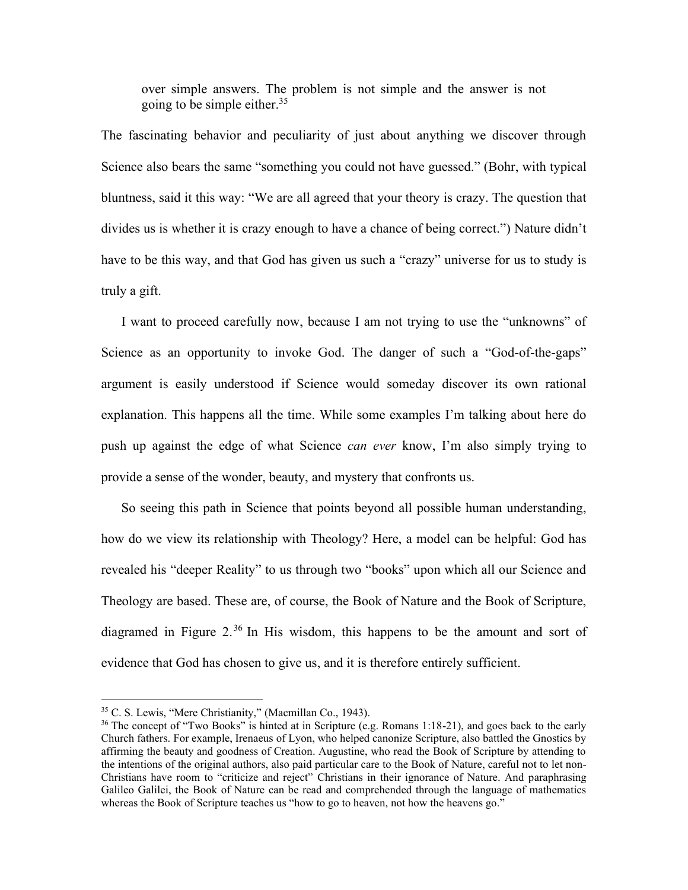> over simple answers. The problem is not simple and the answer is not going to be simple either.[35]

The fascinating behavior and peculiarity of just about anything we discover through Science also bears the same "something you could not have guessed." (Bohr, with typical bluntness, said it this way: "We are all agreed that your theory is crazy. The question that divides us is whether it is crazy enough to have a chance of being correct.") Nature didn't have to be this way, and that God has given us such a "crazy" universe for us to study is truly a gift.

I want to proceed carefully now, because I am not trying to use the "unknowns" of Science as an opportunity to invoke God. The danger of such a "God-of-the-gaps" argument is easily understood if Science would someday discover its own rational explanation. This happens all the time. While some examples I'm talking about here do push up against the edge of what Science *can ever* know, I'm also simply trying to provide a sense of the wonder, beauty, and mystery that confronts us.

So seeing this path in Science that points beyond all possible human understanding, how do we view its relationship with Theology? Here, a model can be helpful: God has revealed his "deeper Reality" to us through two "books" upon which all our Science and Theology are based. These are, of course, the Book of Nature and the Book of Scripture, diagramed in Figure 2.[36] In His wisdom, this happens to be the amount and sort of evidence that God has chosen to give us, and it is therefore entirely sufficient.

---

[35] C. S. Lewis, "Mere Christianity," (Macmillan Co., 1943).

[36] The concept of "Two Books" is hinted at in Scripture (e.g. Romans 1:18-21), and goes back to the early Church fathers. For example, Irenaeus of Lyon, who helped canonize Scripture, also battled the Gnostics by affirming the beauty and goodness of Creation. Augustine, who read the Book of Scripture by attending to the intentions of the original authors, also paid particular care to the Book of Nature, careful not to let non-Christians have room to "criticize and reject" Christians in their ignorance of Nature. And paraphrasing Galileo Galilei, the Book of Nature can be read and comprehended through the language of mathematics whereas the Book of Scripture teaches us "how to go to heaven, not how the heavens go."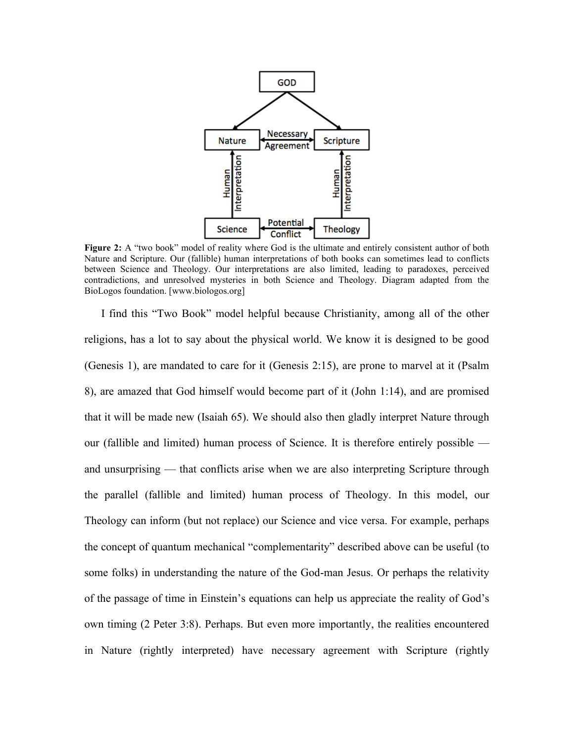**Figure 2:** A “two book” model of reality where God is the ultimate and entirely consistent author of both Nature and Scripture. Our (fallible) human interpretations of both books can sometimes lead to conflicts between Science and Theology. Our interpretations are also limited, leading to paradoxes, perceived contradictions, and unresolved mysteries in both Science and Theology. Diagram adapted from the BioLogos foundation. [www.biologos.org]

I find this “Two Book” model helpful because Christianity, among all of the other religions, has a lot to say about the physical world. We know it is designed to be good (Genesis 1), are mandated to care for it (Genesis 2:15), are prone to marvel at it (Psalm 8), are amazed that God himself would become part of it (John 1:14), and are promised that it will be made new (Isaiah 65). We should also then gladly interpret Nature through our (fallible and limited) human process of Science. It is therefore entirely possible — and unsurprising — that conflicts arise when we are also interpreting Scripture through the parallel (fallible and limited) human process of Theology. In this model, our Theology can inform (but not replace) our Science and vice versa. For example, perhaps the concept of quantum mechanical “complementarity” described above can be useful (to some folks) in understanding the nature of the God-man Jesus. Or perhaps the relativity of the passage of time in Einstein’s equations can help us appreciate the reality of God’s own timing (2 Peter 3:8). Perhaps. But even more importantly, the realities encountered in Nature (rightly interpreted) have necessary agreement with Scripture (rightly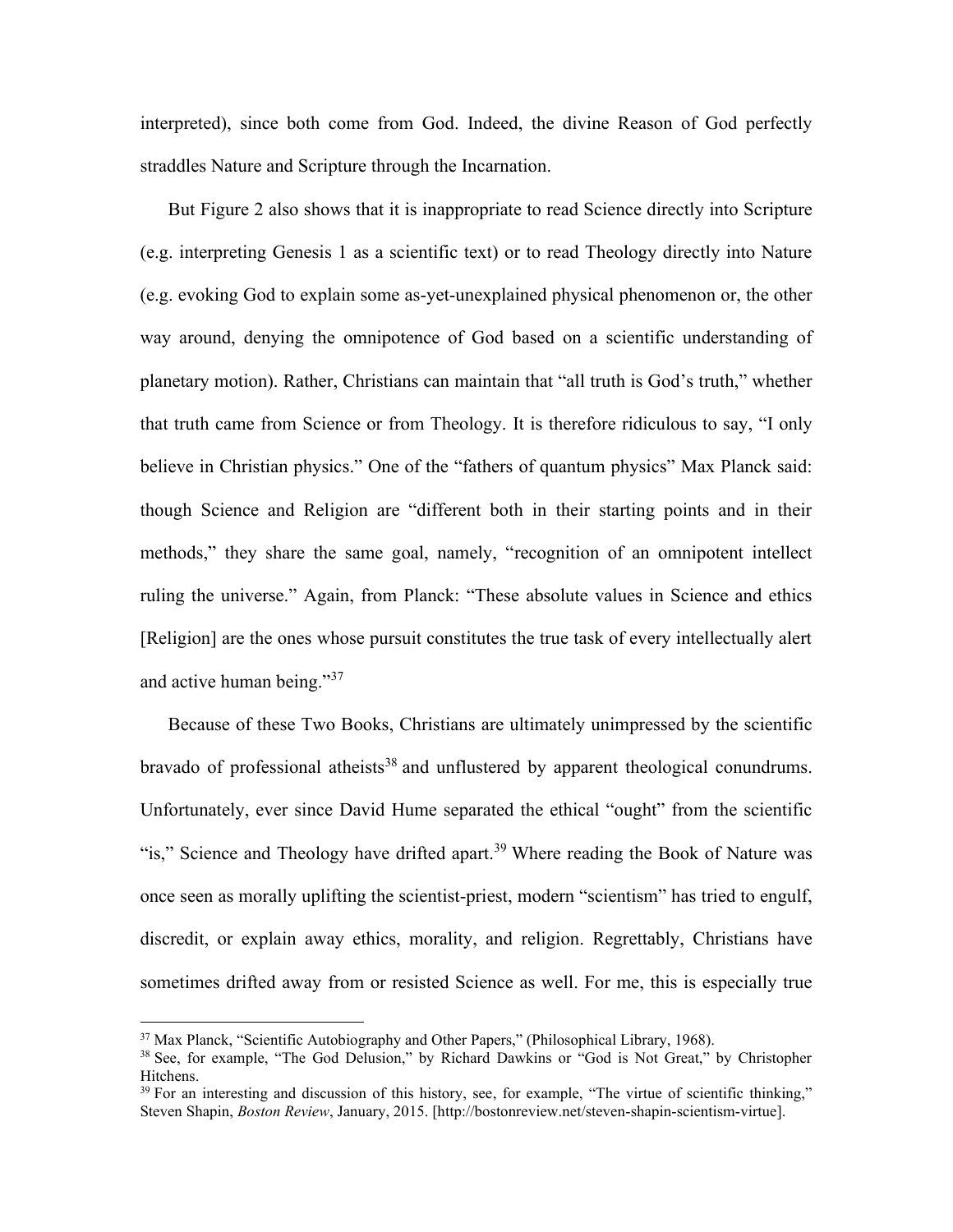interpreted), since both come from God. Indeed, the divine Reason of God perfectly straddles Nature and Scripture through the Incarnation.

But Figure 2 also shows that it is inappropriate to read Science directly into Scripture (e.g. interpreting Genesis 1 as a scientific text) or to read Theology directly into Nature (e.g. evoking God to explain some as-yet-unexplained physical phenomenon or, the other way around, denying the omnipotence of God based on a scientific understanding of planetary motion). Rather, Christians can maintain that "all truth is God's truth," whether that truth came from Science or from Theology. It is therefore ridiculous to say, "I only believe in Christian physics." One of the "fathers of quantum physics" Max Planck said: though Science and Religion are "different both in their starting points and in their methods," they share the same goal, namely, "recognition of an omnipotent intellect ruling the universe." Again, from Planck: "These absolute values in Science and ethics [Religion] are the ones whose pursuit constitutes the true task of every intellectually alert and active human being."[37]

Because of these Two Books, Christians are ultimately unimpressed by the scientific bravado of professional atheists[38] and unflustered by apparent theological conundrums. Unfortunately, ever since David Hume separated the ethical "ought" from the scientific "is," Science and Theology have drifted apart.[39] Where reading the Book of Nature was once seen as morally uplifting the scientist-priest, modern "scientism" has tried to engulf, discredit, or explain away ethics, morality, and religion. Regrettably, Christians have sometimes drifted away from or resisted Science as well. For me, this is especially true

---

[37] Max Planck, "Scientific Autobiography and Other Papers," (Philosophical Library, 1968).

[38] See, for example, "The God Delusion," by Richard Dawkins or "God is Not Great," by Christopher Hitchens.

[39] For an interesting and discussion of this history, see, for example, "The virtue of scientific thinking," Steven Shapin, *Boston Review*, January, 2015. [http://bostonreview.net/steven-shapin-scientism-virtue].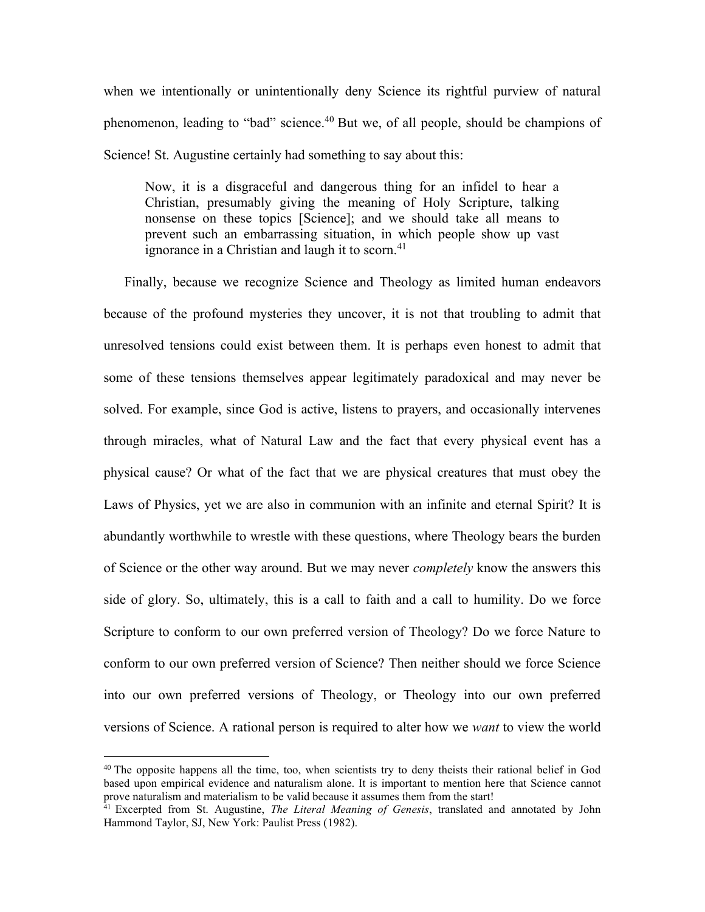when we intentionally or unintentionally deny Science its rightful purview of natural phenomenon, leading to "bad" science.[40] But we, of all people, should be champions of Science! St. Augustine certainly had something to say about this:

> Now, it is a disgraceful and dangerous thing for an infidel to hear a Christian, presumably giving the meaning of Holy Scripture, talking nonsense on these topics [Science]; and we should take all means to prevent such an embarrassing situation, in which people show up vast ignorance in a Christian and laugh it to scorn.[41]

Finally, because we recognize Science and Theology as limited human endeavors because of the profound mysteries they uncover, it is not that troubling to admit that unresolved tensions could exist between them. It is perhaps even honest to admit that some of these tensions themselves appear legitimately paradoxical and may never be solved. For example, since God is active, listens to prayers, and occasionally intervenes through miracles, what of Natural Law and the fact that every physical event has a physical cause? Or what of the fact that we are physical creatures that must obey the Laws of Physics, yet we are also in communion with an infinite and eternal Spirit? It is abundantly worthwhile to wrestle with these questions, where Theology bears the burden of Science or the other way around. But we may never *completely* know the answers this side of glory. So, ultimately, this is a call to faith and a call to humility. Do we force Scripture to conform to our own preferred version of Theology? Do we force Nature to conform to our own preferred version of Science? Then neither should we force Science into our own preferred versions of Theology, or Theology into our own preferred versions of Science. A rational person is required to alter how we *want* to view the world

---

[40] The opposite happens all the time, too, when scientists try to deny theists their rational belief in God based upon empirical evidence and naturalism alone. It is important to mention here that Science cannot prove naturalism and materialism to be valid because it assumes them from the start!

[41] Excerpted from St. Augustine, *The Literal Meaning of Genesis*, translated and annotated by John Hammond Taylor, SJ, New York: Paulist Press (1982).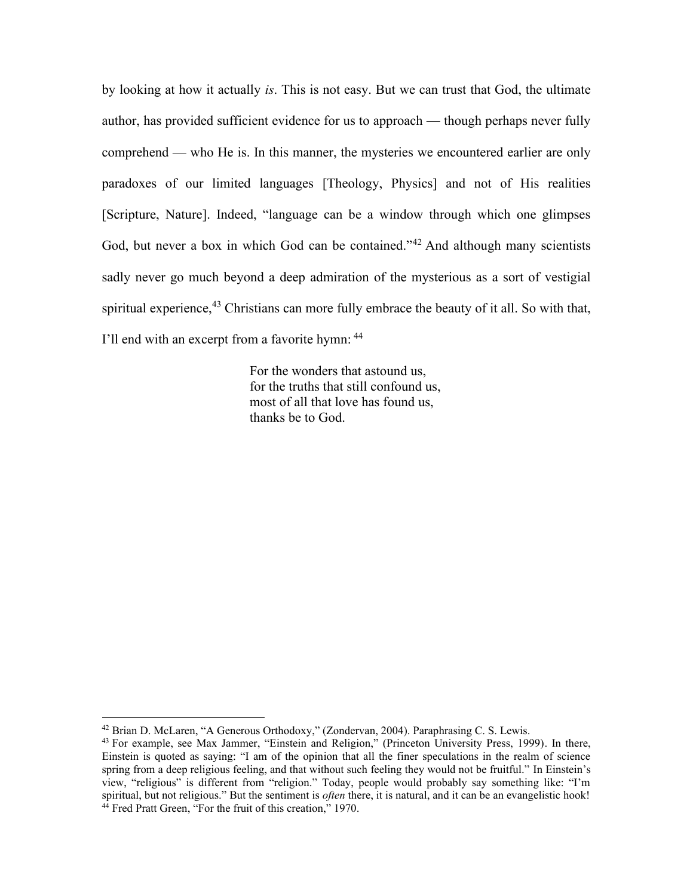by looking at how it actually *is*. This is not easy. But we can trust that God, the ultimate author, has provided sufficient evidence for us to approach — though perhaps never fully comprehend — who He is. In this manner, the mysteries we encountered earlier are only paradoxes of our limited languages [Theology, Physics] and not of His realities [Scripture, Nature]. Indeed, "language can be a window through which one glimpses God, but never a box in which God can be contained."[42] And although many scientists sadly never go much beyond a deep admiration of the mysterious as a sort of vestigial spiritual experience,[43] Christians can more fully embrace the beauty of it all. So with that, I'll end with an excerpt from a favorite hymn: [44]

> For the wonders that astound us,
> for the truths that still confound us,
> most of all that love has found us,
> thanks be to God.

---

[42] Brian D. McLaren, "A Generous Orthodoxy," (Zondervan, 2004). Paraphrasing C. S. Lewis.

[43] For example, see Max Jammer, "Einstein and Religion," (Princeton University Press, 1999). In there, Einstein is quoted as saying: "I am of the opinion that all the finer speculations in the realm of science spring from a deep religious feeling, and that without such feeling they would not be fruitful." In Einstein's view, "religious" is different from "religion." Today, people would probably say something like: "I'm spiritual, but not religious." But the sentiment is *often* there, it is natural, and it can be an evangelistic hook!

[44] Fred Pratt Green, "For the fruit of this creation," 1970.